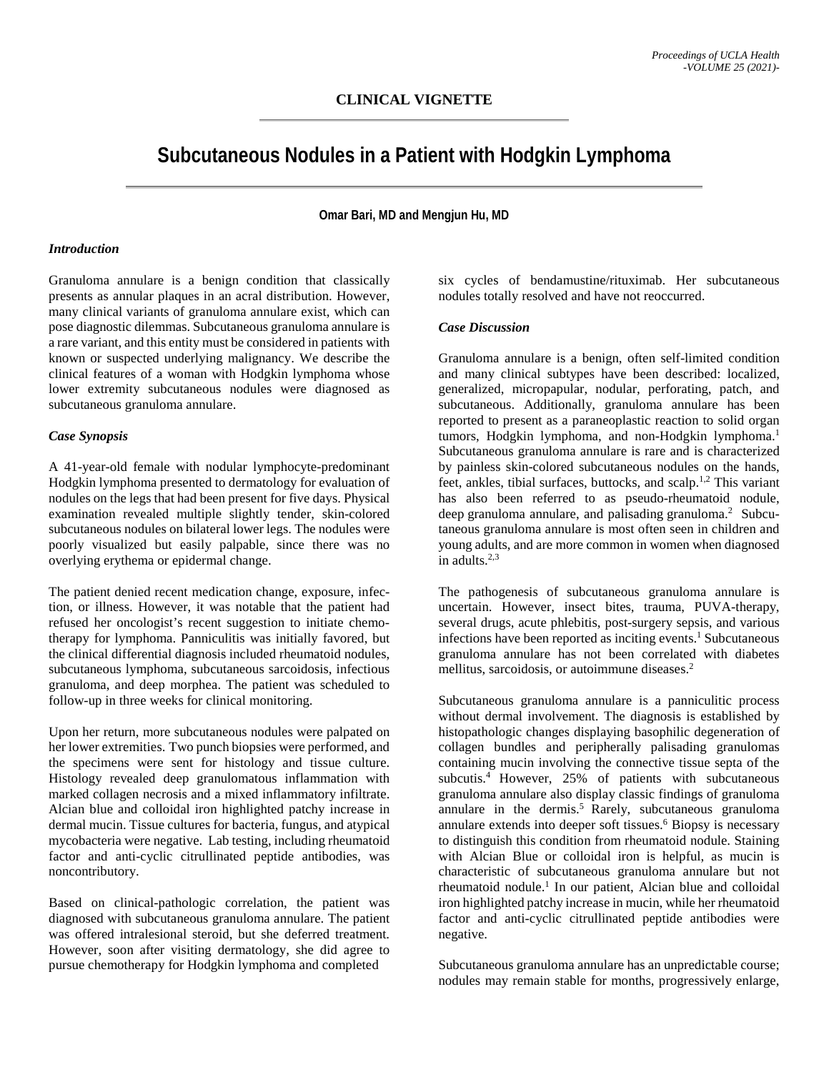**CLINICAL VIGNETTE**

# Subcutaneous Nodules in a Patient with Hodgkin Lymphoma

**Omar Bari, MD and Mengjun Hu, MD**

### *Introduction*

Granuloma annulare is a benign condition that classically presents as annular plaques in an acral distribution. However, many clinical variants of granuloma annulare exist, which can pose diagnostic dilemmas. Subcutaneous granuloma annulare is a rare variant, and this entity must be considered in patients with known or suspected underlying malignancy. We describe the clinical features of a woman with Hodgkin lymphoma whose lower extremity subcutaneous nodules were diagnosed as subcutaneous granuloma annulare.

### *Case Synopsis*

A 41-year-old female with nodular lymphocyte-predominant Hodgkin lymphoma presented to dermatology for evaluation of nodules on the legs that had been present for five days. Physical examination revealed multiple slightly tender, skin-colored subcutaneous nodules on bilateral lower legs. The nodules were poorly visualized but easily palpable, since there was no overlying erythema or epidermal change.

The patient denied recent medication change, exposure, infection, or illness. However, it was notable that the patient had refused her oncologist's recent suggestion to initiate chemotherapy for lymphoma. Panniculitis was initially favored, but the clinical differential diagnosis included rheumatoid nodules, subcutaneous lymphoma, subcutaneous sarcoidosis, infectious granuloma, and deep morphea. The patient was scheduled to follow-up in three weeks for clinical monitoring.

Upon her return, more subcutaneous nodules were palpated on her lower extremities. Two punch biopsies were performed, and the specimens were sent for histology and tissue culture. Histology revealed deep granulomatous inflammation with marked collagen necrosis and a mixed inflammatory infiltrate. Alcian blue and colloidal iron highlighted patchy increase in dermal mucin. Tissue cultures for bacteria, fungus, and atypical mycobacteria were negative. Lab testing, including rheumatoid factor and anti-cyclic citrullinated peptide antibodies, was noncontributory.

Based on clinical-pathologic correlation, the patient was diagnosed with subcutaneous granuloma annulare. The patient was offered intralesional steroid, but she deferred treatment. However, soon after visiting dermatology, she did agree to pursue chemotherapy for Hodgkin lymphoma and completed six cycles of bendamustine/rituximab. Her subcutaneous nodules totally resolved and have not reoccurred.

### *Case Discussion*

Granuloma annulare is a benign, often self-limited condition and many clinical subtypes have been described: localized, generalized, micropapular, nodular, perforating, patch, and subcutaneous. Additionally, granuloma annulare has been reported to present as a paraneoplastic reaction to solid organ tumors, Hodgkin lymphoma, and non-Hodgkin lymphoma.[1] Subcutaneous granuloma annulare is rare and is characterized by painless skin-colored subcutaneous nodules on the hands, feet, ankles, tibial surfaces, buttocks, and scalp.[1,2] This variant has also been referred to as pseudo-rheumatoid nodule, deep granuloma annulare, and palisading granuloma.[2] Subcutaneous granuloma annulare is most often seen in children and young adults, and are more common in women when diagnosed in adults.[2,3]

The pathogenesis of subcutaneous granuloma annulare is uncertain. However, insect bites, trauma, PUVA-therapy, several drugs, acute phlebitis, post-surgery sepsis, and various infections have been reported as inciting events.[1] Subcutaneous granuloma annulare has not been correlated with diabetes mellitus, sarcoidosis, or autoimmune diseases.[2]

Subcutaneous granuloma annulare is a panniculitic process without dermal involvement. The diagnosis is established by histopathologic changes displaying basophilic degeneration of collagen bundles and peripherally palisading granulomas containing mucin involving the connective tissue septa of the subcutis.[4] However, 25% of patients with subcutaneous granuloma annulare also display classic findings of granuloma annulare in the dermis.[5] Rarely, subcutaneous granuloma annulare extends into deeper soft tissues.[6] Biopsy is necessary to distinguish this condition from rheumatoid nodule. Staining with Alcian Blue or colloidal iron is helpful, as mucin is characteristic of subcutaneous granuloma annulare but not rheumatoid nodule.[1] In our patient, Alcian blue and colloidal iron highlighted patchy increase in mucin, while her rheumatoid factor and anti-cyclic citrullinated peptide antibodies were negative.

Subcutaneous granuloma annulare has an unpredictable course; nodules may remain stable for months, progressively enlarge,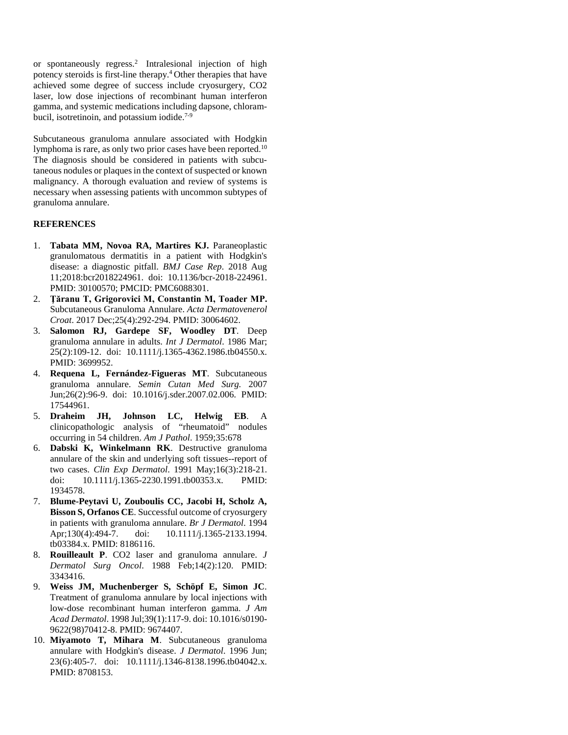or spontaneously regress.[2] Intralesional injection of high potency steroids is first-line therapy.[4] Other therapies that have achieved some degree of success include cryosurgery, $CO_2$ laser, low dose injections of recombinant human interferon gamma, and systemic medications including dapsone, chlorambucil, isotretinoin, and potassium iodide.[7-9]

Subcutaneous granuloma annulare associated with Hodgkin lymphoma is rare, as only two prior cases have been reported.[10] The diagnosis should be considered in patients with subcutaneous nodules or plaques in the context of suspected or known malignancy. A thorough evaluation and review of systems is necessary when assessing patients with uncommon subtypes of granuloma annulare.

## REFERENCES

1. **Tabata MM, Novoa RA, Martires KJ.** Paraneoplastic granulomatous dermatitis in a patient with Hodgkin's disease: a diagnostic pitfall. *BMJ Case Rep*. 2018 Aug 11;2018:bcr2018224961. doi: 10.1136/bcr-2018-224961. PMID: 30100570; PMCID: PMC6088301.
2. **Ţăranu T, Grigorovici M, Constantin M, Toader MP.** Subcutaneous Granuloma Annulare. *Acta Dermatovenerol Croat*. 2017 Dec;25(4):292-294. PMID: 30064602.
3. **Salomon RJ, Gardepe SF, Woodley DT**. Deep granuloma annulare in adults. *Int J Dermatol*. 1986 Mar; 25(2):109-12. doi: 10.1111/j.1365-4362.1986.tb04550.x. PMID: 3699952.
4. **Requena L, Fernández-Figueras MT**. Subcutaneous granuloma annulare. *Semin Cutan Med Surg*. 2007 Jun;26(2):96-9. doi: 10.1016/j.sder.2007.02.006. PMID: 17544961.
5. **Draheim JH, Johnson LC, Helwig EB**. A clinicopathologic analysis of "rheumatoid" nodules occurring in 54 children. *Am J Pathol*. 1959;35:678
6. **Dabski K, Winkelmann RK**. Destructive granuloma annulare of the skin and underlying soft tissues--report of two cases. *Clin Exp Dermatol*. 1991 May;16(3):218-21. doi: 10.1111/j.1365-2230.1991.tb00353.x. PMID: 1934578.
7. **Blume-Peytavi U, Zouboulis CC, Jacobi H, Scholz A, Bisson S, Orfanos CE**. Successful outcome of cryosurgery in patients with granuloma annulare. *Br J Dermatol*. 1994 Apr;130(4):494-7. doi: 10.1111/j.1365-2133.1994.tb03384.x. PMID: 8186116.
8. **Rouilleault P**. CO2 laser and granuloma annulare. *J Dermatol Surg Oncol*. 1988 Feb;14(2):120. PMID: 3343416.
9. **Weiss JM, Muchenberger S, Schöpf E, Simon JC**. Treatment of granuloma annulare by local injections with low-dose recombinant human interferon gamma. *J Am Acad Dermatol*. 1998 Jul;39(1):117-9. doi: 10.1016/s0190-9622(98)70412-8. PMID: 9674407.
10. **Miyamoto T, Mihara M**. Subcutaneous granuloma annulare with Hodgkin's disease. *J Dermatol*. 1996 Jun; 23(6):405-7. doi: 10.1111/j.1346-8138.1996.tb04042.x. PMID: 8708153.